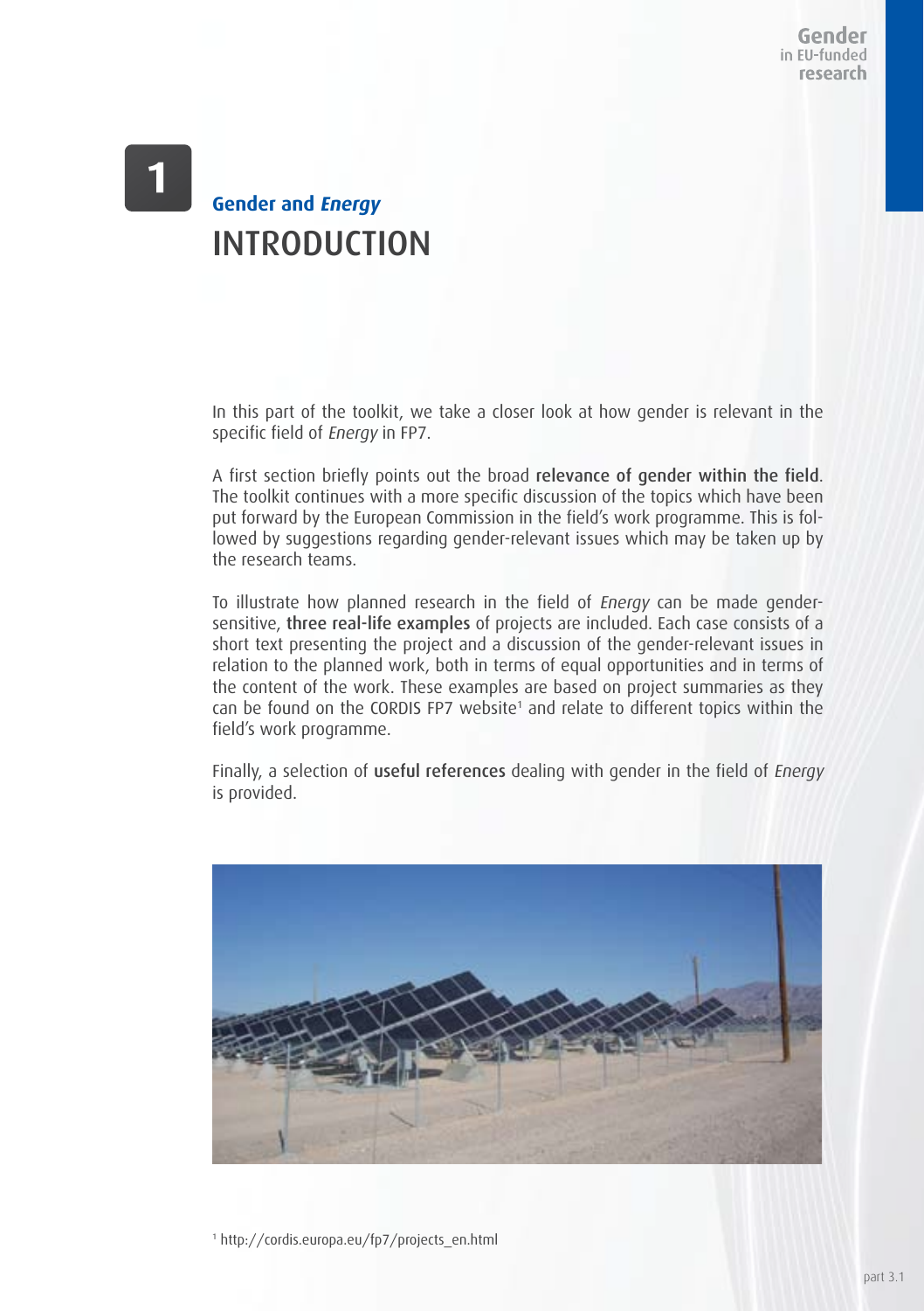# 1 Gender and *Energy*

## INTRODUCTION

In this part of the toolkit, we take a closer look at how gender is relevant in the specific field of *Energy* in FP7.

A first section briefly points out the broad **relevance of gender within the field**. The toolkit continues with a more specific discussion of the topics which have been put forward by the European Commission in the field's work programme. This is followed by suggestions regarding gender-relevant issues which may be taken up by the research teams.

To illustrate how planned research in the field of *Energy* can be made gender-sensitive, **three real-life examples** of projects are included. Each case consists of a short text presenting the project and a discussion of the gender-relevant issues in relation to the planned work, both in terms of equal opportunities and in terms of the content of the work. These examples are based on project summaries as they can be found on the CORDIS FP7 website[1] and relate to different topics within the field's work programme.

Finally, a selection of **useful references** dealing with gender in the field of *Energy* is provided.

[1] http://cordis.europa.eu/fp7/projects_en.html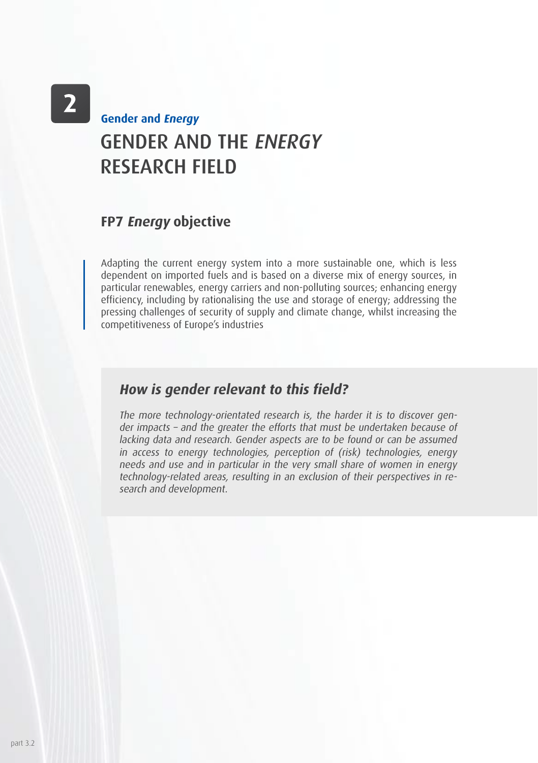**2**

**Gender and *Energy***

# GENDER AND THE *ENERGY* RESEARCH FIELD

## FP7 *Energy* objective

Adapting the current energy system into a more sustainable one, which is less dependent on imported fuels and is based on a diverse mix of energy sources, in particular renewables, energy carriers and non-polluting sources; enhancing energy efficiency, including by rationalising the use and storage of energy; addressing the pressing challenges of security of supply and climate change, whilst increasing the competitiveness of Europe's industries

### *How is gender relevant to this field?*

*The more technology-orientated research is, the harder it is to discover gender impacts – and the greater the efforts that must be undertaken because of lacking data and research. Gender aspects are to be found or can be assumed in access to energy technologies, perception of (risk) technologies, energy needs and use and in particular in the very small share of women in energy technology-related areas, resulting in an exclusion of their perspectives in research and development.*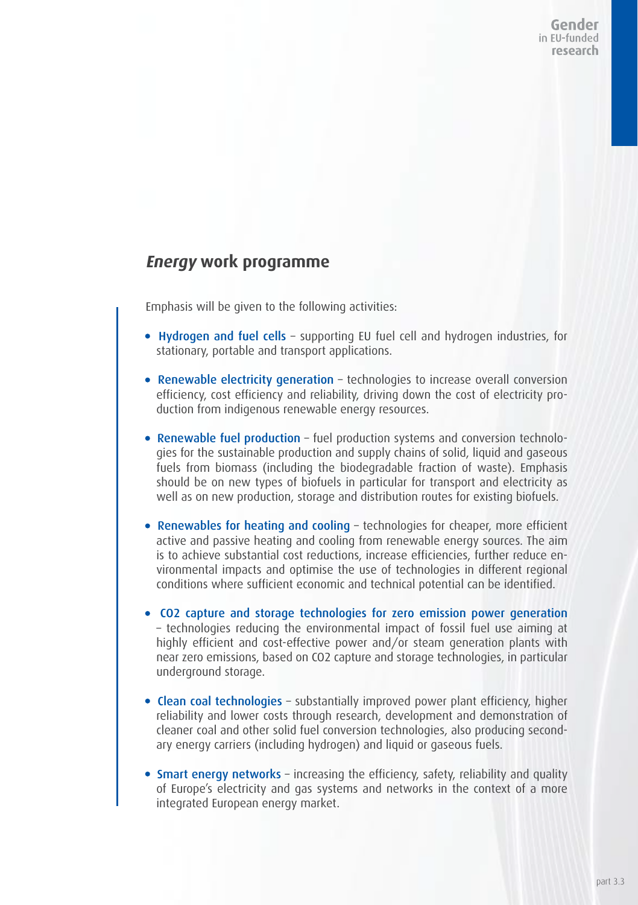## *Energy* work programme

Emphasis will be given to the following activities:

- **Hydrogen and fuel cells** – supporting EU fuel cell and hydrogen industries, for stationary, portable and transport applications.

- **Renewable electricity generation** – technologies to increase overall conversion efficiency, cost efficiency and reliability, driving down the cost of electricity production from indigenous renewable energy resources.

- **Renewable fuel production** – fuel production systems and conversion technologies for the sustainable production and supply chains of solid, liquid and gaseous fuels from biomass (including the biodegradable fraction of waste). Emphasis should be on new types of biofuels in particular for transport and electricity as well as on new production, storage and distribution routes for existing biofuels.

- **Renewables for heating and cooling** – technologies for cheaper, more efficient active and passive heating and cooling from renewable energy sources. The aim is to achieve substantial cost reductions, increase efficiencies, further reduce environmental impacts and optimise the use of technologies in different regional conditions where sufficient economic and technical potential can be identified.

- **$CO_2$ capture and storage technologies for zero emission power generation** – technologies reducing the environmental impact of fossil fuel use aiming at highly efficient and cost-effective power and/or steam generation plants with near zero emissions, based on $CO_2$ capture and storage technologies, in particular underground storage.

- **Clean coal technologies** – substantially improved power plant efficiency, higher reliability and lower costs through research, development and demonstration of cleaner coal and other solid fuel conversion technologies, also producing secondary energy carriers (including hydrogen) and liquid or gaseous fuels.

- **Smart energy networks** – increasing the efficiency, safety, reliability and quality of Europe's electricity and gas systems and networks in the context of a more integrated European energy market.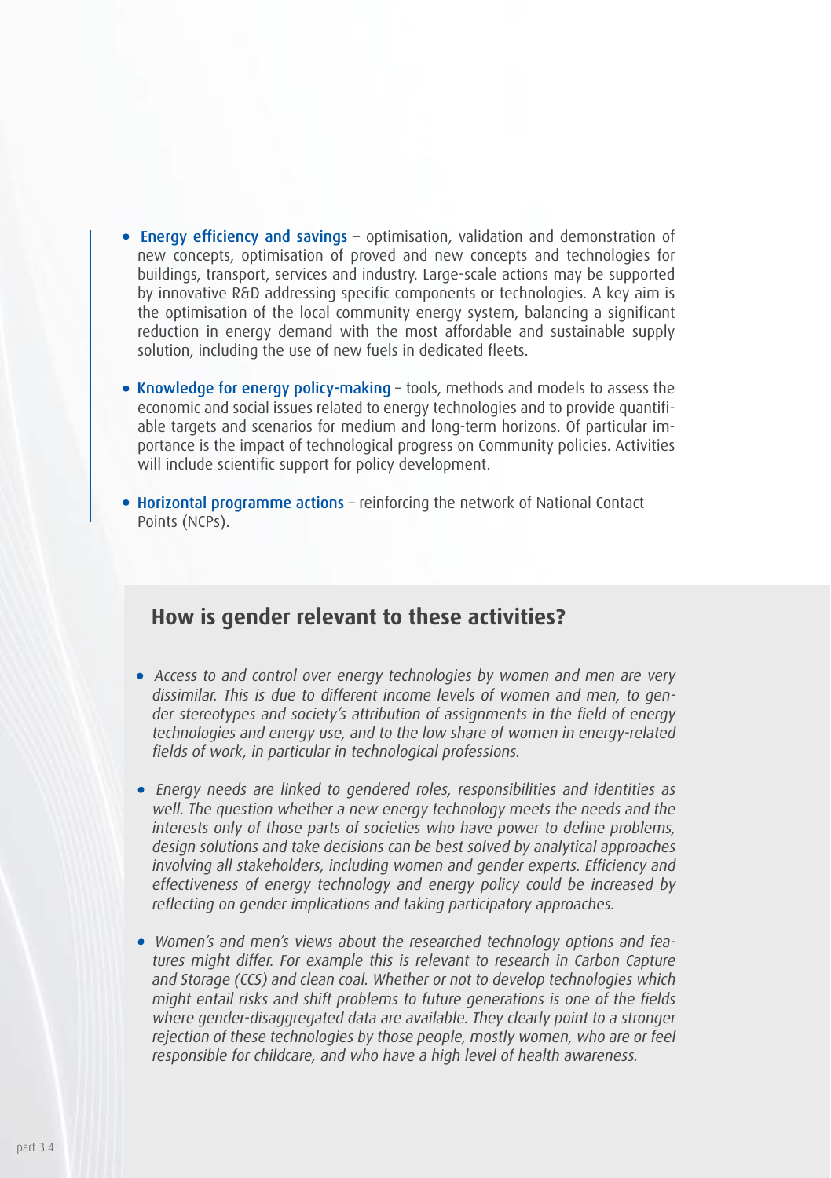- **Energy efficiency and savings** – optimisation, validation and demonstration of new concepts, optimisation of proved and new concepts and technologies for buildings, transport, services and industry. Large-scale actions may be supported by innovative R&D addressing specific components or technologies. A key aim is the optimisation of the local community energy system, balancing a significant reduction in energy demand with the most affordable and sustainable supply solution, including the use of new fuels in dedicated fleets.

- **Knowledge for energy policy-making** – tools, methods and models to assess the economic and social issues related to energy technologies and to provide quantifiable targets and scenarios for medium and long-term horizons. Of particular importance is the impact of technological progress on Community policies. Activities will include scientific support for policy development.

- **Horizontal programme actions** – reinforcing the network of National Contact Points (NCPs).

## How is gender relevant to these activities?

- *Access to and control over energy technologies by women and men are very dissimilar. This is due to different income levels of women and men, to gender stereotypes and society's attribution of assignments in the field of energy technologies and energy use, and to the low share of women in energy-related fields of work, in particular in technological professions.*

- *Energy needs are linked to gendered roles, responsibilities and identities as well. The question whether a new energy technology meets the needs and the interests only of those parts of societies who have power to define problems, design solutions and take decisions can be best solved by analytical approaches involving all stakeholders, including women and gender experts. Efficiency and effectiveness of energy technology and energy policy could be increased by reflecting on gender implications and taking participatory approaches.*

- *Women's and men's views about the researched technology options and features might differ. For example this is relevant to research in Carbon Capture and Storage (CCS) and clean coal. Whether or not to develop technologies which might entail risks and shift problems to future generations is one of the fields where gender-disaggregated data are available. They clearly point to a stronger rejection of these technologies by those people, mostly women, who are or feel responsible for childcare, and who have a high level of health awareness.*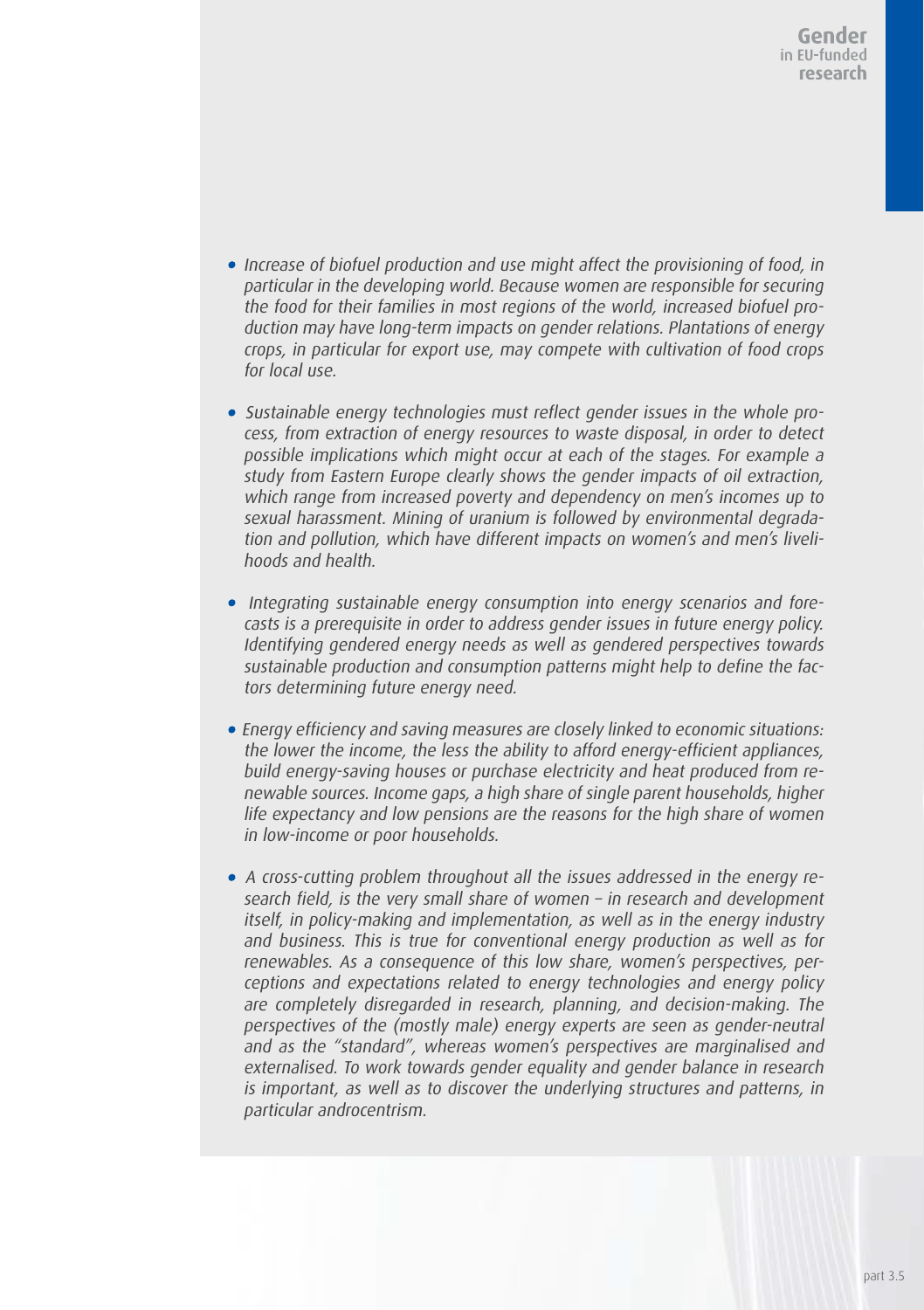- *Increase of biofuel production and use might affect the provisioning of food, in particular in the developing world. Because women are responsible for securing the food for their families in most regions of the world, increased biofuel production may have long-term impacts on gender relations. Plantations of energy crops, in particular for export use, may compete with cultivation of food crops for local use.*

- *Sustainable energy technologies must reflect gender issues in the whole process, from extraction of energy resources to waste disposal, in order to detect possible implications which might occur at each of the stages. For example a study from Eastern Europe clearly shows the gender impacts of oil extraction, which range from increased poverty and dependency on men's incomes up to sexual harassment. Mining of uranium is followed by environmental degradation and pollution, which have different impacts on women's and men's livelihoods and health.*

- *Integrating sustainable energy consumption into energy scenarios and forecasts is a prerequisite in order to address gender issues in future energy policy. Identifying gendered energy needs as well as gendered perspectives towards sustainable production and consumption patterns might help to define the factors determining future energy need.*

- *Energy efficiency and saving measures are closely linked to economic situations: the lower the income, the less the ability to afford energy-efficient appliances, build energy-saving houses or purchase electricity and heat produced from renewable sources. Income gaps, a high share of single parent households, higher life expectancy and low pensions are the reasons for the high share of women in low-income or poor households.*

- *A cross-cutting problem throughout all the issues addressed in the energy research field, is the very small share of women – in research and development itself, in policy-making and implementation, as well as in the energy industry and business. This is true for conventional energy production as well as for renewables. As a consequence of this low share, women's perspectives, perceptions and expectations related to energy technologies and energy policy are completely disregarded in research, planning, and decision-making. The perspectives of the (mostly male) energy experts are seen as gender-neutral and as the "standard", whereas women's perspectives are marginalised and externalised. To work towards gender equality and gender balance in research is important, as well as to discover the underlying structures and patterns, in particular androcentrism.*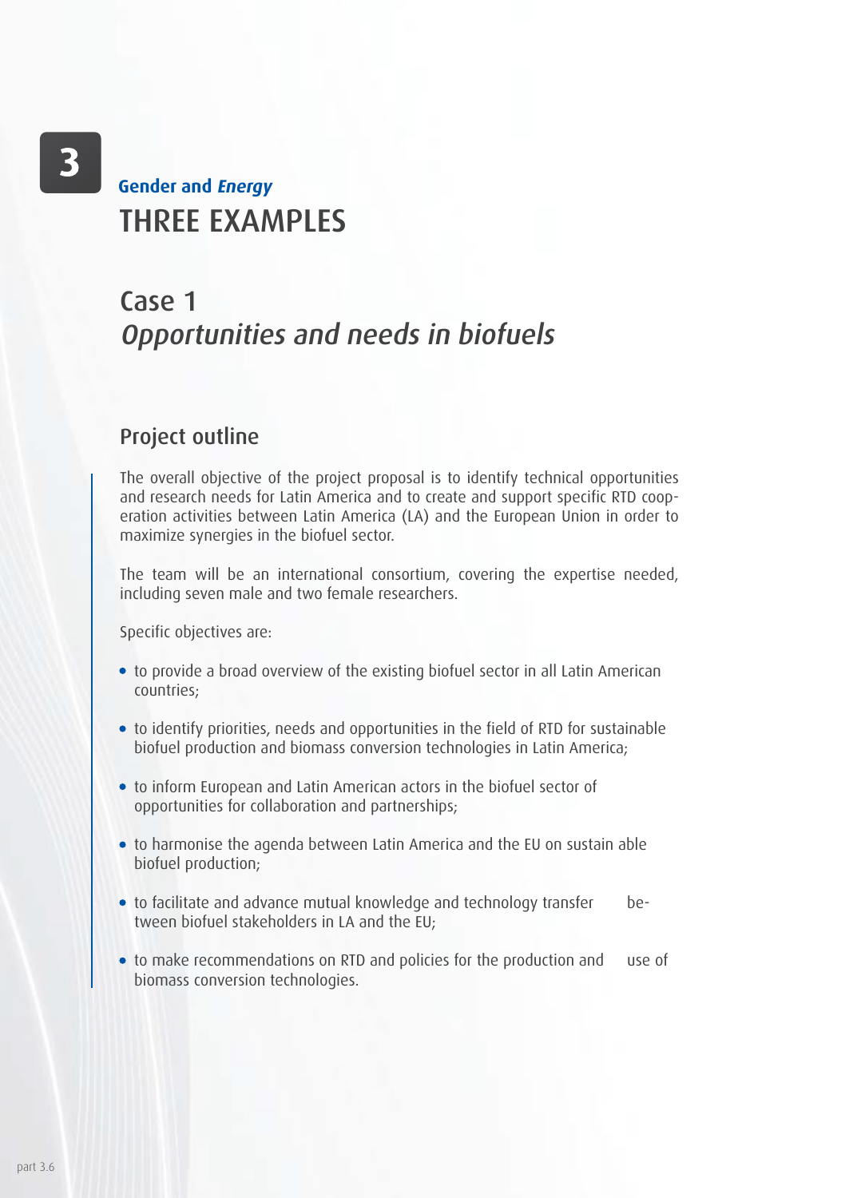**3**

**Gender and *Energy***

# THREE EXAMPLES

## Case 1
## *Opportunities and needs in biofuels*

### Project outline

The overall objective of the project proposal is to identify technical opportunities and research needs for Latin America and to create and support specific RTD cooperation activities between Latin America (LA) and the European Union in order to maximize synergies in the biofuel sector.

The team will be an international consortium, covering the expertise needed, including seven male and two female researchers.

Specific objectives are:

- to provide a broad overview of the existing biofuel sector in all Latin American countries;
- to identify priorities, needs and opportunities in the field of RTD for sustainable biofuel production and biomass conversion technologies in Latin America;
- to inform European and Latin American actors in the biofuel sector of opportunities for collaboration and partnerships;
- to harmonise the agenda between Latin America and the EU on sustain able biofuel production;
- to facilitate and advance mutual knowledge and technology transfer between biofuel stakeholders in LA and the EU;
- to make recommendations on RTD and policies for the production and use of biomass conversion technologies.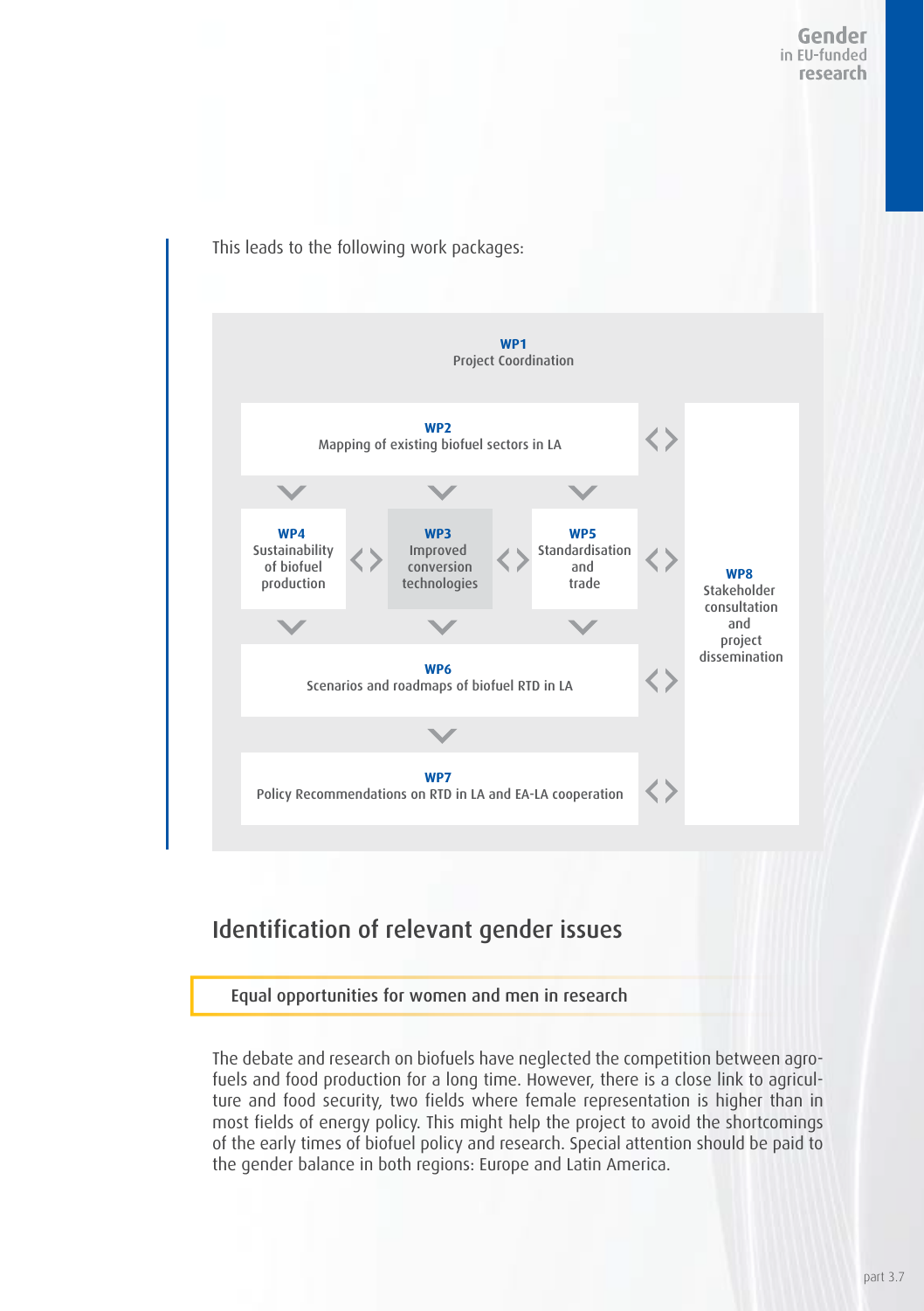This leads to the following work packages:

**WP1**
Project Coordination

**WP2**
Mapping of existing biofuel sectors in LA

**WP4**
Sustainability of biofuel production

**WP3**
Improved conversion technologies

**WP5**
Standardisation and trade

**WP6**
Scenarios and roadmaps of biofuel RTD in LA

**WP7**
Policy Recommendations on RTD in LA and EA-LA cooperation

**WP8**
Stakeholder consultation and project dissemination

## Identification of relevant gender issues

### Equal opportunities for women and men in research

The debate and research on biofuels have neglected the competition between agro-fuels and food production for a long time. However, there is a close link to agriculture and food security, two fields where female representation is higher than in most fields of energy policy. This might help the project to avoid the shortcomings of the early times of biofuel policy and research. Special attention should be paid to the gender balance in both regions: Europe and Latin America.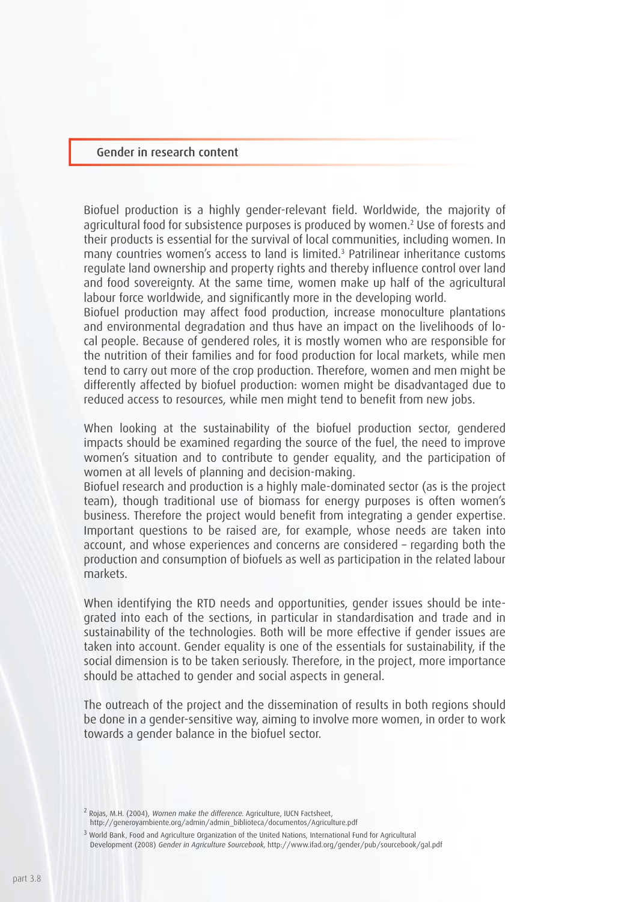## Gender in research content

Biofuel production is a highly gender-relevant field. Worldwide, the majority of agricultural food for subsistence purposes is produced by women.[2] Use of forests and their products is essential for the survival of local communities, including women. In many countries women's access to land is limited.[3] Patrilinear inheritance customs regulate land ownership and property rights and thereby influence control over land and food sovereignty. At the same time, women make up half of the agricultural labour force worldwide, and significantly more in the developing world.

Biofuel production may affect food production, increase monoculture plantations and environmental degradation and thus have an impact on the livelihoods of local people. Because of gendered roles, it is mostly women who are responsible for the nutrition of their families and for food production for local markets, while men tend to carry out more of the crop production. Therefore, women and men might be differently affected by biofuel production: women might be disadvantaged due to reduced access to resources, while men might tend to benefit from new jobs.

When looking at the sustainability of the biofuel production sector, gendered impacts should be examined regarding the source of the fuel, the need to improve women's situation and to contribute to gender equality, and the participation of women at all levels of planning and decision-making.

Biofuel research and production is a highly male-dominated sector (as is the project team), though traditional use of biomass for energy purposes is often women's business. Therefore the project would benefit from integrating a gender expertise. Important questions to be raised are, for example, whose needs are taken into account, and whose experiences and concerns are considered – regarding both the production and consumption of biofuels as well as participation in the related labour markets.

When identifying the RTD needs and opportunities, gender issues should be integrated into each of the sections, in particular in standardisation and trade and in sustainability of the technologies. Both will be more effective if gender issues are taken into account. Gender equality is one of the essentials for sustainability, if the social dimension is to be taken seriously. Therefore, in the project, more importance should be attached to gender and social aspects in general.

The outreach of the project and the dissemination of results in both regions should be done in a gender-sensitive way, aiming to involve more women, in order to work towards a gender balance in the biofuel sector.

[2] Rojas, M.H. (2004), *Women make the difference*. Agriculture, IUCN Factsheet, http://generoyambiente.org/admin/admin_biblioteca/documentos/Agriculture.pdf

[3] World Bank, Food and Agriculture Organization of the United Nations, International Fund for Agricultural Development (2008) *Gender in Agriculture Sourcebook*, http://www.ifad.org/gender/pub/sourcebook/gal.pdf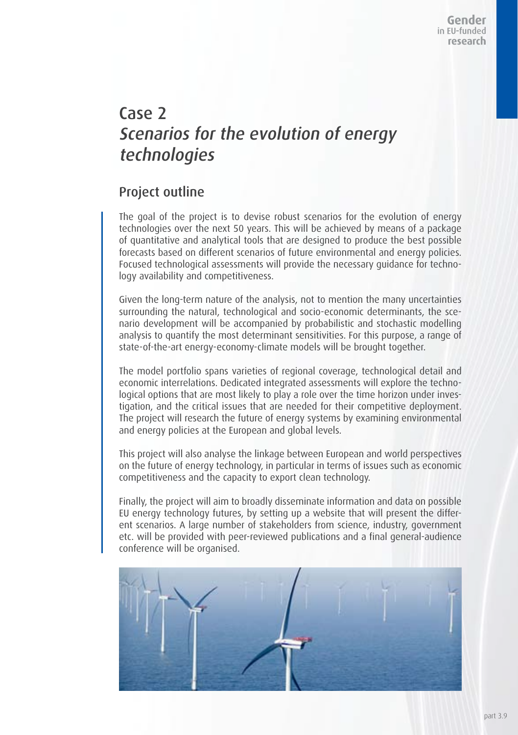# Case 2
## *Scenarios for the evolution of energy technologies*

## Project outline

The goal of the project is to devise robust scenarios for the evolution of energy technologies over the next 50 years. This will be achieved by means of a package of quantitative and analytical tools that are designed to produce the best possible forecasts based on different scenarios of future environmental and energy policies. Focused technological assessments will provide the necessary guidance for technology availability and competitiveness.

Given the long-term nature of the analysis, not to mention the many uncertainties surrounding the natural, technological and socio-economic determinants, the scenario development will be accompanied by probabilistic and stochastic modelling analysis to quantify the most determinant sensitivities. For this purpose, a range of state-of-the-art energy-economy-climate models will be brought together.

The model portfolio spans varieties of regional coverage, technological detail and economic interrelations. Dedicated integrated assessments will explore the technological options that are most likely to play a role over the time horizon under investigation, and the critical issues that are needed for their competitive deployment. The project will research the future of energy systems by examining environmental and energy policies at the European and global levels.

This project will also analyse the linkage between European and world perspectives on the future of energy technology, in particular in terms of issues such as economic competitiveness and the capacity to export clean technology.

Finally, the project will aim to broadly disseminate information and data on possible EU energy technology futures, by setting up a website that will present the different scenarios. A large number of stakeholders from science, industry, government etc. will be provided with peer-reviewed publications and a final general-audience conference will be organised.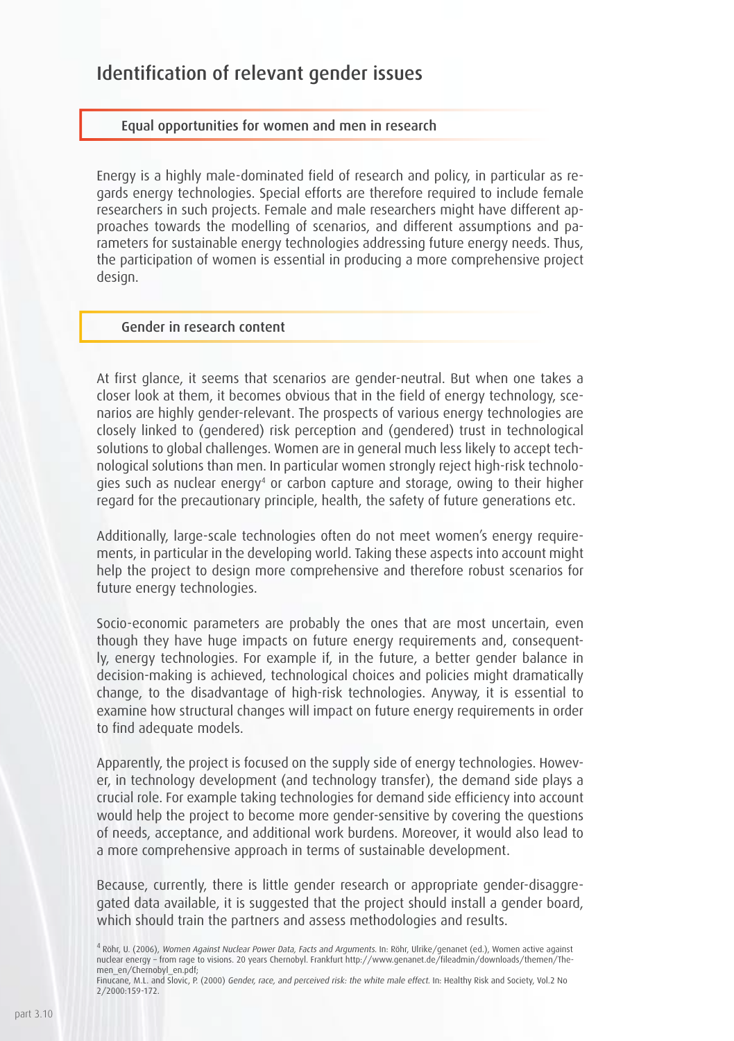# Identification of relevant gender issues

## Equal opportunities for women and men in research

Energy is a highly male-dominated field of research and policy, in particular as regards energy technologies. Special efforts are therefore required to include female researchers in such projects. Female and male researchers might have different approaches towards the modelling of scenarios, and different assumptions and parameters for sustainable energy technologies addressing future energy needs. Thus, the participation of women is essential in producing a more comprehensive project design.

## Gender in research content

At first glance, it seems that scenarios are gender-neutral. But when one takes a closer look at them, it becomes obvious that in the field of energy technology, scenarios are highly gender-relevant. The prospects of various energy technologies are closely linked to (gendered) risk perception and (gendered) trust in technological solutions to global challenges. Women are in general much less likely to accept technological solutions than men. In particular women strongly reject high-risk technologies such as nuclear energy[4] or carbon capture and storage, owing to their higher regard for the precautionary principle, health, the safety of future generations etc.

Additionally, large-scale technologies often do not meet women's energy requirements, in particular in the developing world. Taking these aspects into account might help the project to design more comprehensive and therefore robust scenarios for future energy technologies.

Socio-economic parameters are probably the ones that are most uncertain, even though they have huge impacts on future energy requirements and, consequently, energy technologies. For example if, in the future, a better gender balance in decision-making is achieved, technological choices and policies might dramatically change, to the disadvantage of high-risk technologies. Anyway, it is essential to examine how structural changes will impact on future energy requirements in order to find adequate models.

Apparently, the project is focused on the supply side of energy technologies. However, in technology development (and technology transfer), the demand side plays a crucial role. For example taking technologies for demand side efficiency into account would help the project to become more gender-sensitive by covering the questions of needs, acceptance, and additional work burdens. Moreover, it would also lead to a more comprehensive approach in terms of sustainable development.

Because, currently, there is little gender research or appropriate gender-disaggregated data available, it is suggested that the project should install a gender board, which should train the partners and assess methodologies and results.

[4] Röhr, U. (2006), *Women Against Nuclear Power Data, Facts and Arguments.* In: Röhr, Ulrike/genanet (ed.), Women active against nuclear energy – from rage to visions. 20 years Chernobyl. Frankfurt http://www.genanet.de/fileadmin/downloads/themen/Themen_en/Chernobyl_en.pdf;
Finucane, M.L. and Slovic, P. (2000) *Gender, race, and perceived risk: the white male effect.* In: Healthy Risk and Society, Vol.2 No 2/2000:159-172.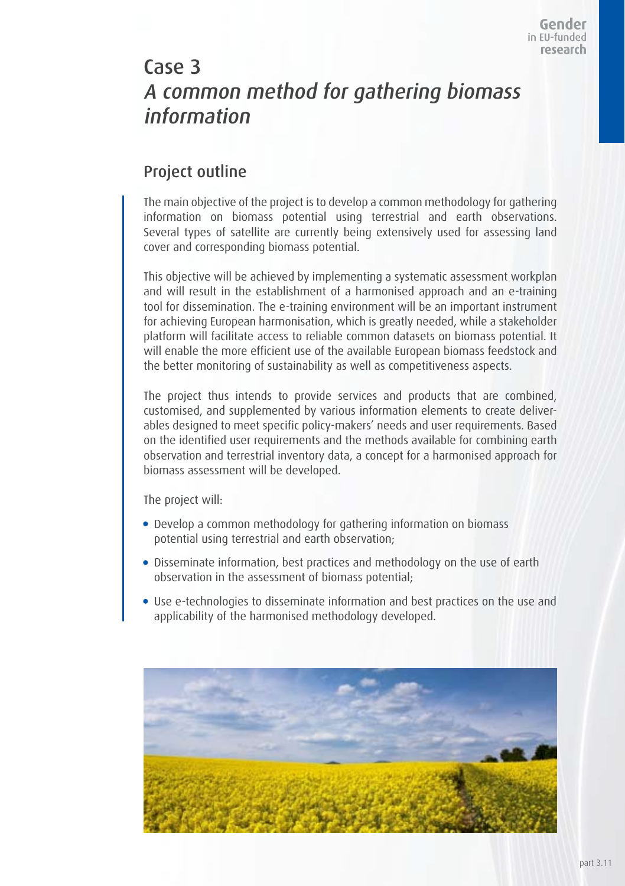# Case 3

## *A common method for gathering biomass information*

## Project outline

The main objective of the project is to develop a common methodology for gathering information on biomass potential using terrestrial and earth observations. Several types of satellite are currently being extensively used for assessing land cover and corresponding biomass potential.

This objective will be achieved by implementing a systematic assessment workplan and will result in the establishment of a harmonised approach and an e-training tool for dissemination. The e-training environment will be an important instrument for achieving European harmonisation, which is greatly needed, while a stakeholder platform will facilitate access to reliable common datasets on biomass potential. It will enable the more efficient use of the available European biomass feedstock and the better monitoring of sustainability as well as competitiveness aspects.

The project thus intends to provide services and products that are combined, customised, and supplemented by various information elements to create deliverables designed to meet specific policy-makers' needs and user requirements. Based on the identified user requirements and the methods available for combining earth observation and terrestrial inventory data, a concept for a harmonised approach for biomass assessment will be developed.

The project will:

- Develop a common methodology for gathering information on biomass potential using terrestrial and earth observation;
- Disseminate information, best practices and methodology on the use of earth observation in the assessment of biomass potential;
- Use e-technologies to disseminate information and best practices on the use and applicability of the harmonised methodology developed.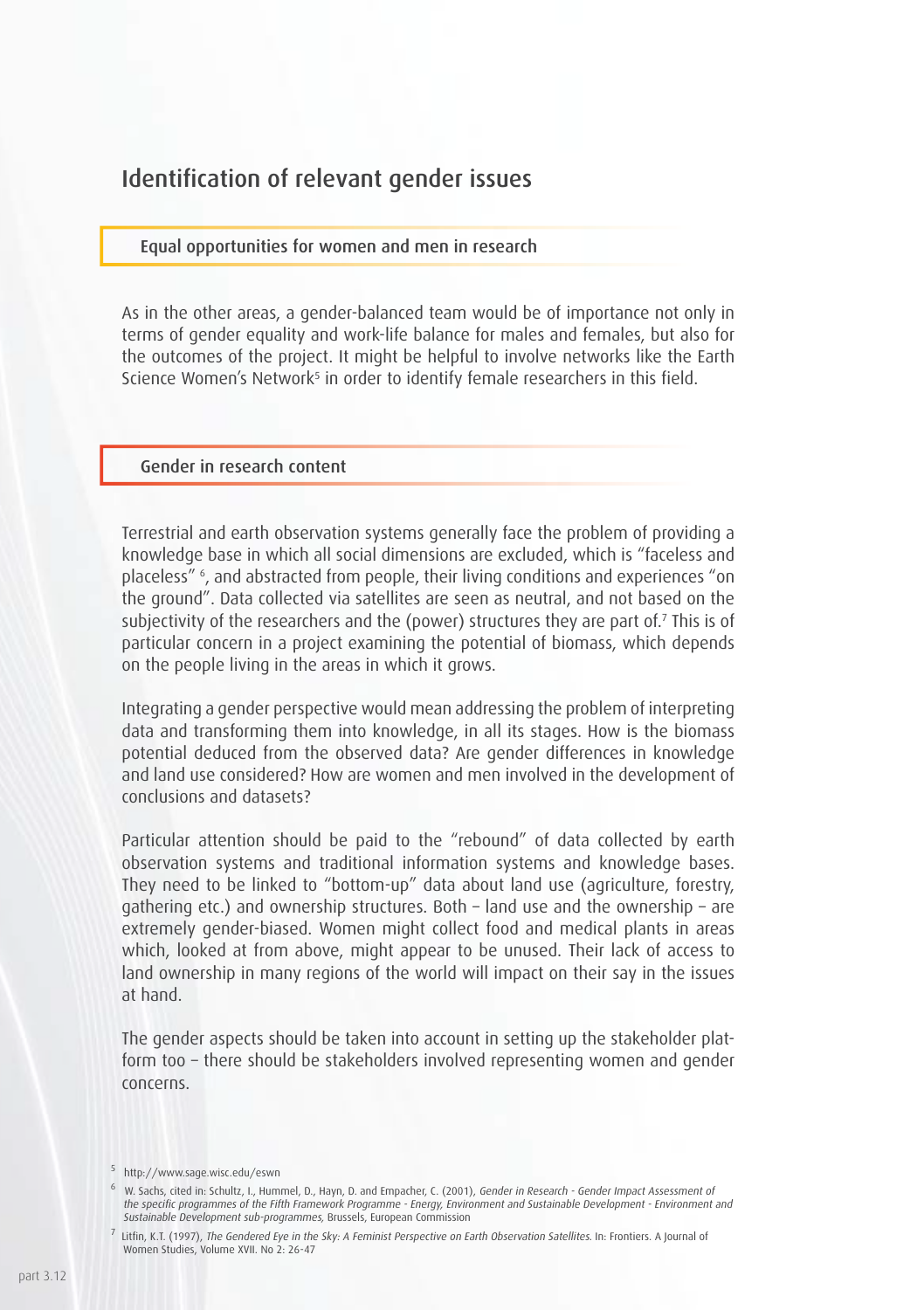## Identification of relevant gender issues

### Equal opportunities for women and men in research

As in the other areas, a gender-balanced team would be of importance not only in terms of gender equality and work-life balance for males and females, but also for the outcomes of the project. It might be helpful to involve networks like the Earth Science Women's Network[5] in order to identify female researchers in this field.

### Gender in research content

Terrestrial and earth observation systems generally face the problem of providing a knowledge base in which all social dimensions are excluded, which is "faceless and placeless" [6], and abstracted from people, their living conditions and experiences "on the ground". Data collected via satellites are seen as neutral, and not based on the subjectivity of the researchers and the (power) structures they are part of.[7] This is of particular concern in a project examining the potential of biomass, which depends on the people living in the areas in which it grows.

Integrating a gender perspective would mean addressing the problem of interpreting data and transforming them into knowledge, in all its stages. How is the biomass potential deduced from the observed data? Are gender differences in knowledge and land use considered? How are women and men involved in the development of conclusions and datasets?

Particular attention should be paid to the "rebound" of data collected by earth observation systems and traditional information systems and knowledge bases. They need to be linked to "bottom-up" data about land use (agriculture, forestry, gathering etc.) and ownership structures. Both – land use and the ownership – are extremely gender-biased. Women might collect food and medical plants in areas which, looked at from above, might appear to be unused. Their lack of access to land ownership in many regions of the world will impact on their say in the issues at hand.

The gender aspects should be taken into account in setting up the stakeholder platform too – there should be stakeholders involved representing women and gender concerns.

---

[5] http://www.sage.wisc.edu/eswn

[6] W. Sachs, cited in: Schultz, I., Hummel, D., Hayn, D. and Empacher, C. (2001), *Gender in Research - Gender Impact Assessment of the specific programmes of the Fifth Framework Programme - Energy, Environment and Sustainable Development - Environment and Sustainable Development sub-programmes,* Brussels, European Commission

[7] Litfin, K.T. (1997), *The Gendered Eye in the Sky: A Feminist Perspective on Earth Observation Satellites.* In: Frontiers. A Journal of Women Studies, Volume XVII. No 2: 26-47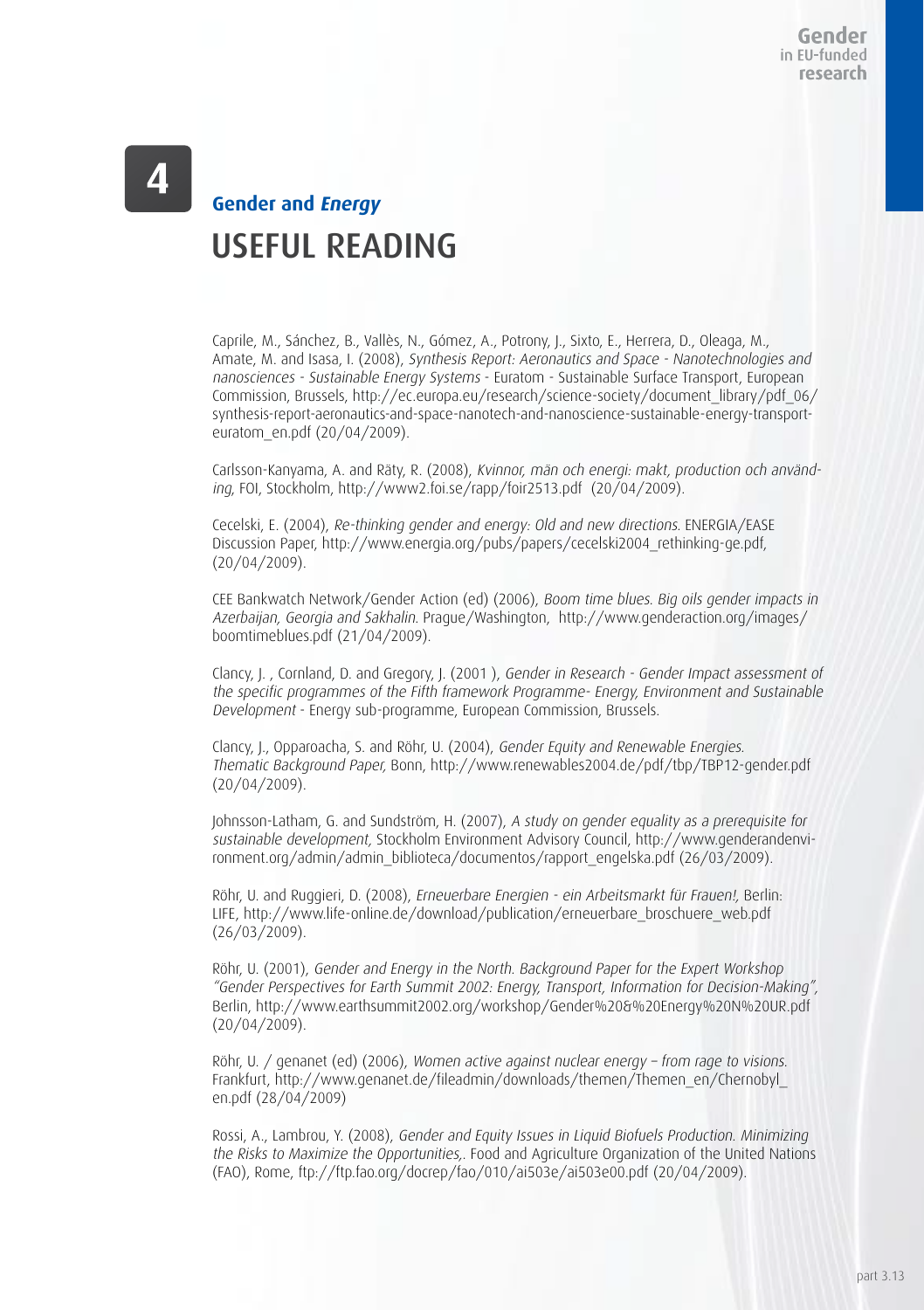# 4

## Gender and *Energy*

# USEFUL READING

Caprile, M., Sánchez, B., Vallès, N., Gómez, A., Potrony, J., Sixto, E., Herrera, D., Oleaga, M., Amate, M. and Isasa, I. (2008), *Synthesis Report: Aeronautics and Space - Nanotechnologies and nanosciences - Sustainable Energy Systems* - Euratom - Sustainable Surface Transport, European Commission, Brussels, http://ec.europa.eu/research/science-society/document_library/pdf_06/synthesis-report-aeronautics-and-space-nanotech-and-nanoscience-sustainable-energy-transport-euratom_en.pdf (20/04/2009).

Carlsson-Kanyama, A. and Räty, R. (2008), *Kvinnor, män och energi: makt, production och användning*, FOI, Stockholm, http://www2.foi.se/rapp/foir2513.pdf (20/04/2009).

Cecelski, E. (2004), *Re-thinking gender and energy: Old and new directions.* ENERGIA/EASE Discussion Paper, http://www.energia.org/pubs/papers/cecelski2004_rethinking-ge.pdf, (20/04/2009).

CEE Bankwatch Network/Gender Action (ed) (2006), *Boom time blues. Big oils gender impacts in Azerbaijan, Georgia and Sakhalin.* Prague/Washington, http://www.genderaction.org/images/boomtimeblues.pdf (21/04/2009).

Clancy, J. , Cornland, D. and Gregory, J. (2001 ), *Gender in Research - Gender Impact assessment of the specific programmes of the Fifth framework Programme- Energy, Environment and Sustainable Development* - Energy sub-programme, European Commission, Brussels.

Clancy, J., Opparoacha, S. and Röhr, U. (2004), *Gender Equity and Renewable Energies. Thematic Background Paper,* Bonn, http://www.renewables2004.de/pdf/tbp/TBP12-gender.pdf (20/04/2009).

Johnsson-Latham, G. and Sundström, H. (2007), *A study on gender equality as a prerequisite for sustainable development,* Stockholm Environment Advisory Council, http://www.genderandenvironment.org/admin/admin_biblioteca/documentos/rapport_engelska.pdf (26/03/2009).

Röhr, U. and Ruggieri, D. (2008), *Erneuerbare Energien - ein Arbeitsmarkt für Frauen!,* Berlin: LIFE, http://www.life-online.de/download/publication/erneuerbare_broschuere_web.pdf (26/03/2009).

Röhr, U. (2001), *Gender and Energy in the North. Background Paper for the Expert Workshop "Gender Perspectives for Earth Summit 2002: Energy, Transport, Information for Decision-Making",* Berlin, http://www.earthsummit2002.org/workshop/Gender%20&%20Energy%20N%20UR.pdf (20/04/2009).

Röhr, U. / genanet (ed) (2006), *Women active against nuclear energy – from rage to visions.* Frankfurt, http://www.genanet.de/fileadmin/downloads/themen/Themen_en/Chernobyl_en.pdf (28/04/2009)

Rossi, A., Lambrou, Y. (2008), *Gender and Equity Issues in Liquid Biofuels Production. Minimizing the Risks to Maximize the Opportunities,.* Food and Agriculture Organization of the United Nations (FAO), Rome, ftp://ftp.fao.org/docrep/fao/010/ai503e/ai503e00.pdf (20/04/2009).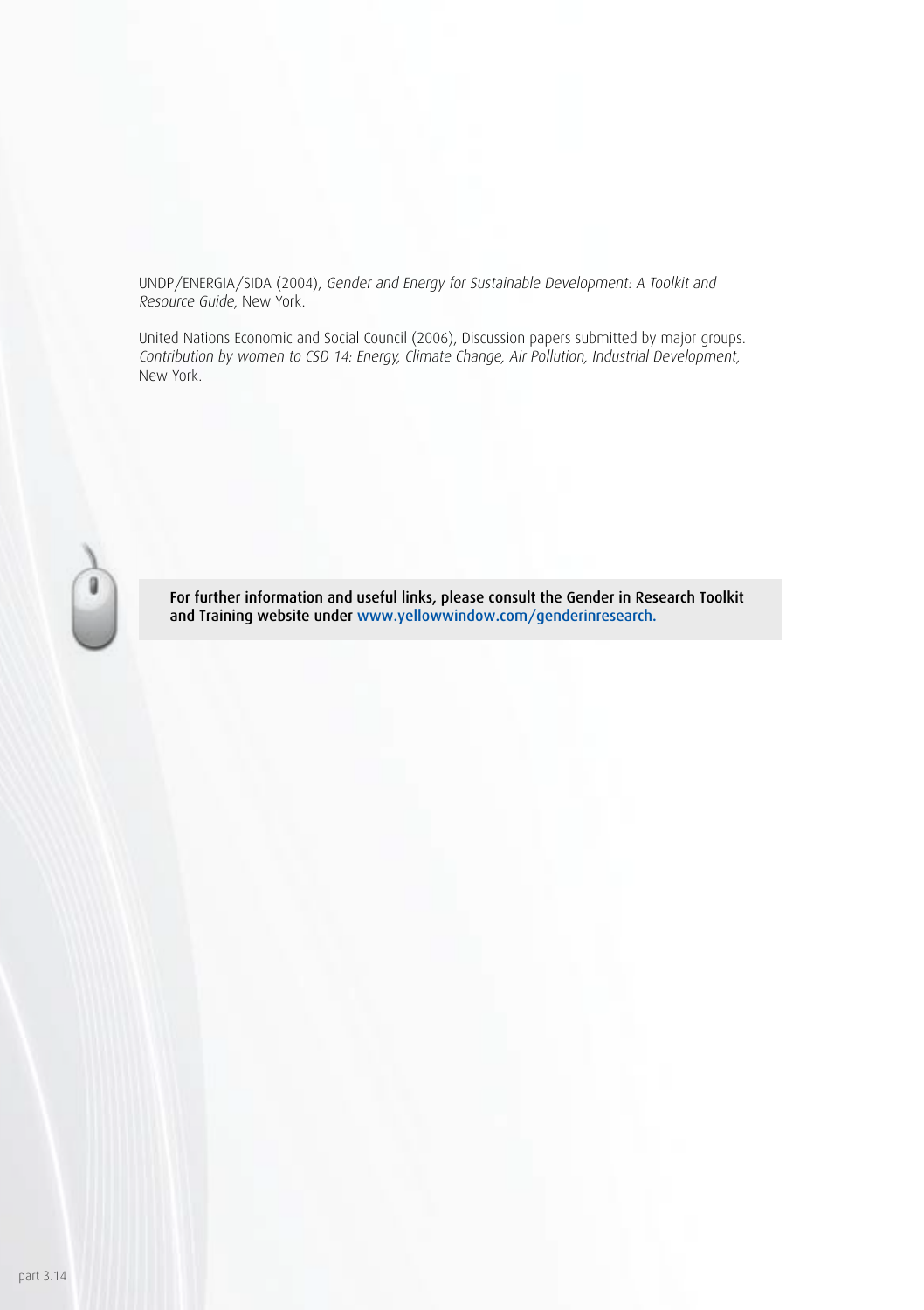UNDP/ENERGIA/SIDA (2004), *Gender and Energy for Sustainable Development: A Toolkit and Resource Guide*, New York.

United Nations Economic and Social Council (2006), Discussion papers submitted by major groups. *Contribution by women to CSD 14: Energy, Climate Change, Air Pollution, Industrial Development*, New York.

**For further information and useful links, please consult the Gender in Research Toolkit and Training website under www.yellowwindow.com/genderinresearch.**